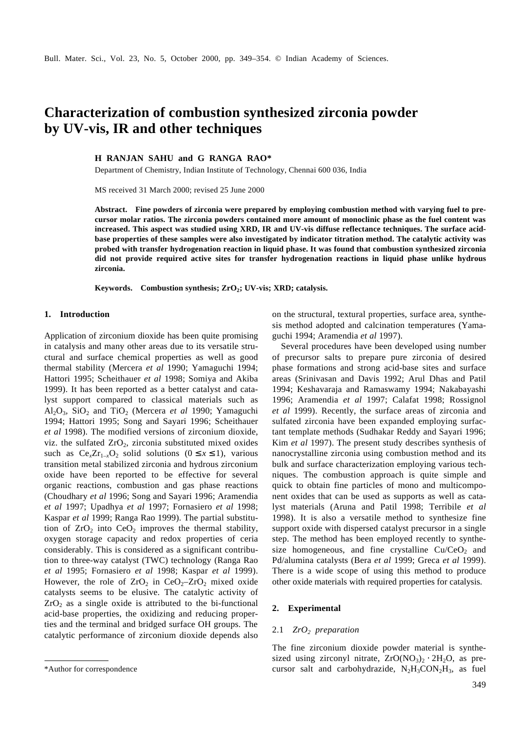# Characterization of combustion synthesized zirconia powder by UV-vis, IR and other techniques

**H RANJAN SAHU and G RANGA RAO***

Department of Chemistry, Indian Institute of Technology, Chennai 600 036, India

MS received 31 March 2000; revised 25 June 2000

**Abstract. Fine powders of zirconia were prepared by employing combustion method with varying fuel to precursor molar ratios. The zirconia powders contained more amount of monoclinic phase as the fuel content was increased. This aspect was studied using XRD, IR and UV-vis diffuse reflectance techniques. The surface acid-base properties of these samples were also investigated by indicator titration method. The catalytic activity was probed with transfer hydrogenation reaction in liquid phase. It was found that combustion synthesized zirconia did not provide required active sites for transfer hydrogenation reactions in liquid phase unlike hydrous zirconia.**

**Keywords. Combustion synthesis; $ZrO_2$; UV-vis; XRD; catalysis.**

## 1. Introduction

Application of zirconium dioxide has been quite promising in catalysis and many other areas due to its versatile structural and surface chemical properties as well as good thermal stability (Mercera *et al* 1990; Yamaguchi 1994; Hattori 1995; Scheithauer *et al* 1998; Somiya and Akiba 1999). It has been reported as a better catalyst and catalyst support compared to classical materials such as $Al_2O_3$, $SiO_2$ and $TiO_2$ (Mercera *et al* 1990; Yamaguchi 1994; Hattori 1995; Song and Sayari 1996; Scheithauer *et al* 1998). The modified versions of zirconium dioxide, viz. the sulfated $ZrO_2$, zirconia substituted mixed oxides such as $Ce_xZr_{1-x}O_2$ solid solutions ($0 \le x \le 1$), various transition metal stabilized zirconia and hydrous zirconium oxide have been reported to be effective for several organic reactions, combustion and gas phase reactions (Choudhary *et al* 1996; Song and Sayari 1996; Aramendia *et al* 1997; Upadhya *et al* 1997; Fornasiero *et al* 1998; Kaspar *et al* 1999; Ranga Rao 1999). The partial substitution of $ZrO_2$ into $CeO_2$ improves the thermal stability, oxygen storage capacity and redox properties of ceria considerably. This is considered as a significant contribution to three-way catalyst (TWC) technology (Ranga Rao *et al* 1995; Fornasiero *et al* 1998; Kaspar *et al* 1999). However, the role of $ZrO_2$ in $CeO_2$–$ZrO_2$ mixed oxide catalysts seems to be elusive. The catalytic activity of $ZrO_2$ as a single oxide is attributed to the bi-functional acid-base properties, the oxidizing and reducing properties and the terminal and bridged surface OH groups. The catalytic performance of zirconium dioxide depends also on the structural, textural properties, surface area, synthesis method adopted and calcination temperatures (Yamaguchi 1994; Aramendia *et al* 1997).

Several procedures have been developed using number of precursor salts to prepare pure zirconia of desired phase formations and strong acid-base sites and surface areas (Srinivasan and Davis 1992; Arul Dhas and Patil 1994; Keshavaraja and Ramaswamy 1994; Nakabayashi 1996; Aramendia *et al* 1997; Calafat 1998; Rossignol *et al* 1999). Recently, the surface areas of zirconia and sulfated zirconia have been expanded employing surfactant template methods (Sudhakar Reddy and Sayari 1996; Kim *et al* 1997). The present study describes synthesis of nanocrystalline zirconia using combustion method and its bulk and surface characterization employing various techniques. The combustion approach is quite simple and quick to obtain fine particles of mono and multicomponent oxides that can be used as supports as well as catalyst materials (Aruna and Patil 1998; Terribile *et al* 1998). It is also a versatile method to synthesize fine support oxide with dispersed catalyst precursor in a single step. The method has been employed recently to synthesize homogeneous, and fine crystalline $Cu/CeO_2$ and Pd/alumina catalysts (Bera *et al* 1999; Greca *et al* 1999). There is a wide scope of using this method to produce other oxide materials with required properties for catalysis.

## 2. Experimental

### 2.1 $ZrO_2$ preparation

The fine zirconium dioxide powder material is synthesized using zirconyl nitrate, $ZrO(NO_3)_2 \cdot 2H_2O$, as precursor salt and carbohydrazide, $N_2H_3CON_2H_3$, as fuel

*Author for correspondence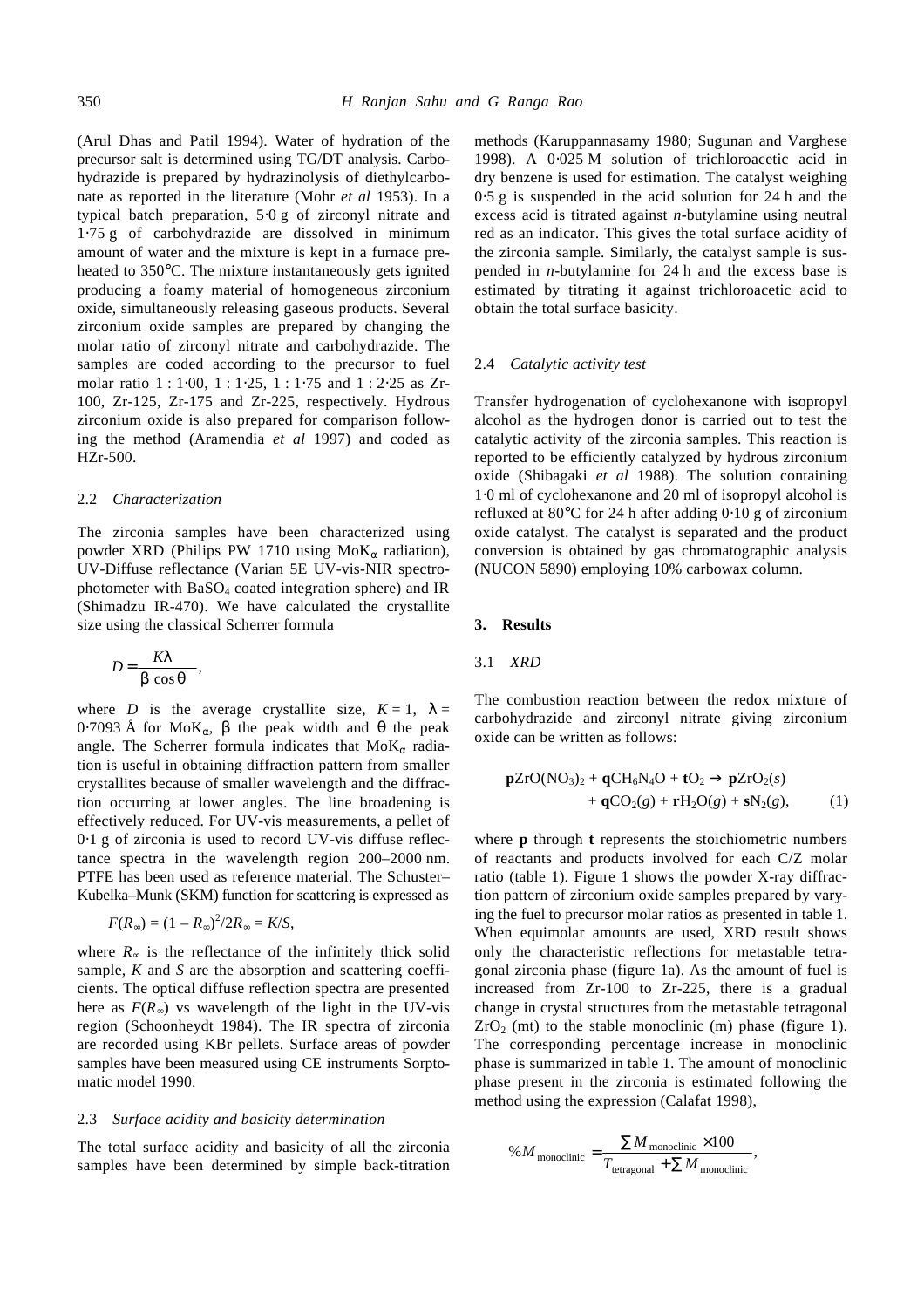(Arul Dhas and Patil 1994). Water of hydration of the precursor salt is determined using TG/DT analysis. Carbohydrazide is prepared by hydrazinolysis of diethylcarbonate as reported in the literature (Mohr *et al* 1953). In a typical batch preparation, 5·0 g of zirconyl nitrate and 1·75 g of carbohydrazide are dissolved in minimum amount of water and the mixture is kept in a furnace preheated to 350°C. The mixture instantaneously gets ignited producing a foamy material of homogeneous zirconium oxide, simultaneously releasing gaseous products. Several zirconium oxide samples are prepared by changing the molar ratio of zirconyl nitrate and carbohydrazide. The samples are coded according to the precursor to fuel molar ratio 1 : 1·00, 1 : 1·25, 1 : 1·75 and 1 : 2·25 as Zr-100, Zr-125, Zr-175 and Zr-225, respectively. Hydrous zirconium oxide is also prepared for comparison following the method (Aramendia *et al* 1997) and coded as HZr-500.

### 2.2 *Characterization*

The zirconia samples have been characterized using powder XRD (Philips PW 1710 using $MoK_\alpha$ radiation), UV-Diffuse reflectance (Varian 5E UV-vis-NIR spectrophotometer with $BaSO_4$ coated integration sphere) and IR (Shimadzu IR-470). We have calculated the crystallite size using the classical Scherrer formula

$$D = \frac{K\lambda}{\beta \cos\theta},$$

where $D$ is the average crystallite size, $K = 1$, $\lambda$ = 0·7093 Å for $MoK_\alpha$, $\beta$ the peak width and $\theta$ the peak angle. The Scherrer formula indicates that $MoK_\alpha$ radiation is useful in obtaining diffraction pattern from smaller crystallites because of smaller wavelength and the diffraction occurring at lower angles. The line broadening is effectively reduced. For UV-vis measurements, a pellet of 0·1 g of zirconia is used to record UV-vis diffuse reflectance spectra in the wavelength region 200–2000 nm. PTFE has been used as reference material. The Schuster–Kubelka–Munk (SKM) function for scattering is expressed as

$$F(R_\infty) = (1 - R_\infty)^2/2R_\infty = K/S,$$

where $R_\infty$ is the reflectance of the infinitely thick solid sample, $K$ and $S$ are the absorption and scattering coefficients. The optical diffuse reflection spectra are presented here as $F(R_\infty)$ vs wavelength of the light in the UV-vis region (Schoonheydt 1984). The IR spectra of zirconia are recorded using KBr pellets. Surface areas of powder samples have been measured using CE instruments Sorptomatic model 1990.

### 2.3 *Surface acidity and basicity determination*

The total surface acidity and basicity of all the zirconia samples have been determined by simple back-titration methods (Karuppannasamy 1980; Sugunan and Varghese 1998). A 0·025 M solution of trichloroacetic acid in dry benzene is used for estimation. The catalyst weighing 0·5 g is suspended in the acid solution for 24 h and the excess acid is titrated against *n*-butylamine using neutral red as an indicator. This gives the total surface acidity of the zirconia sample. Similarly, the catalyst sample is suspended in *n*-butylamine for 24 h and the excess base is estimated by titrating it against trichloroacetic acid to obtain the total surface basicity.

### 2.4 *Catalytic activity test*

Transfer hydrogenation of cyclohexanone with isopropyl alcohol as the hydrogen donor is carried out to test the catalytic activity of the zirconia samples. This reaction is reported to be efficiently catalyzed by hydrous zirconium oxide (Shibagaki *et al* 1988). The solution containing 1·0 ml of cyclohexanone and 20 ml of isopropyl alcohol is refluxed at 80°C for 24 h after adding 0·10 g of zirconium oxide catalyst. The catalyst is separated and the product conversion is obtained by gas chromatographic analysis (NUCON 5890) employing 10% carbowax column.

## 3. Results

### 3.1 *XRD*

The combustion reaction between the redox mixture of carbohydrazide and zirconyl nitrate giving zirconium oxide can be written as follows:

$$\mathbf{p}ZrO(NO_3)_2 + \mathbf{q}CH_6N_4O + \mathbf{t}O_2 \rightarrow \mathbf{p}ZrO_2(s) + \mathbf{q}CO_2(g) + \mathbf{r}H_2O(g) + \mathbf{s}N_2(g), \quad (1)$$

where **p** through **t** represents the stoichiometric numbers of reactants and products involved for each C/Z molar ratio (table 1). Figure 1 shows the powder X-ray diffraction pattern of zirconium oxide samples prepared by varying the fuel to precursor molar ratios as presented in table 1. When equimolar amounts are used, XRD result shows only the characteristic reflections for metastable tetragonal zirconia phase (figure 1a). As the amount of fuel is increased from Zr-100 to Zr-225, there is a gradual change in crystal structures from the metastable tetragonal $ZrO_2$ (mt) to the stable monoclinic (m) phase (figure 1). The corresponding percentage increase in monoclinic phase is summarized in table 1. The amount of monoclinic phase present in the zirconia is estimated following the method using the expression (Calafat 1998),

$$\%M_{\text{monoclinic}} = \frac{\sum M_{\text{monoclinic}} \times 100}{T_{\text{tetragonal}} + \sum M_{\text{monoclinic}}},$$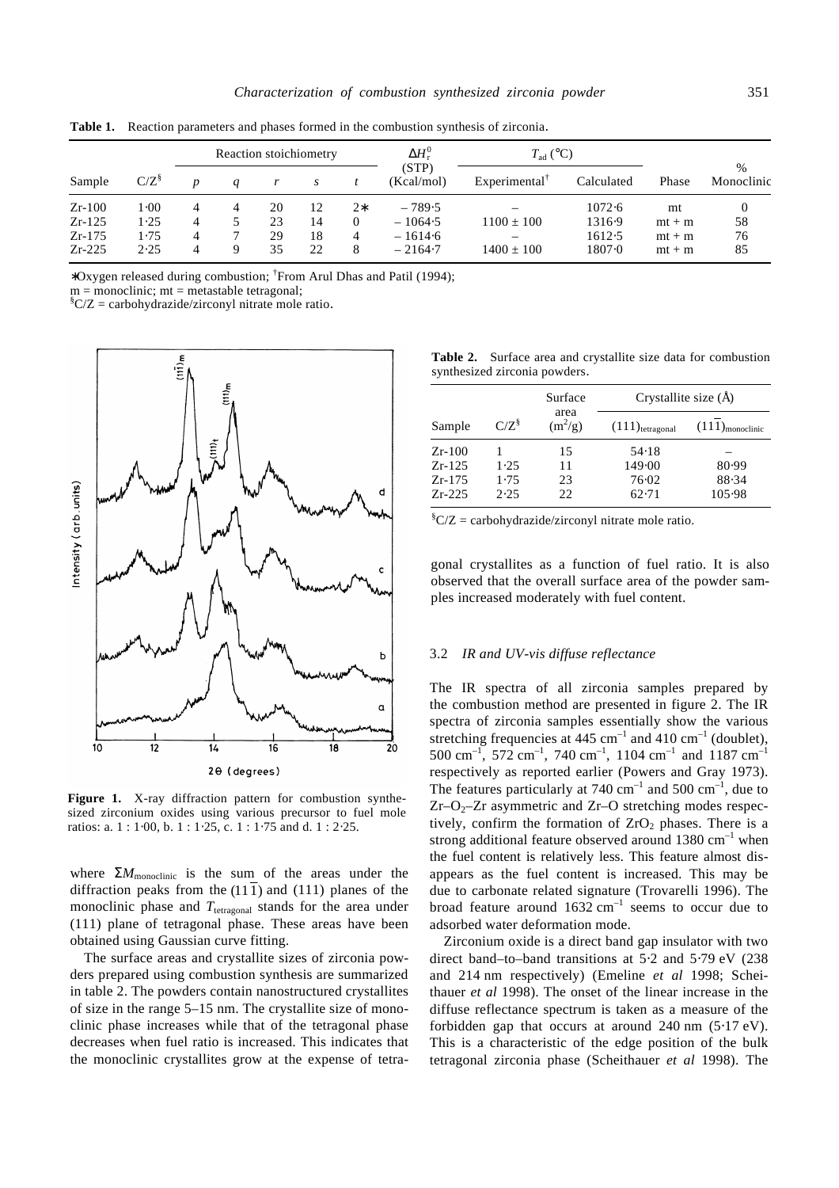**Table 1.** Reaction parameters and phases formed in the combustion synthesis of zirconia.

| Sample | C/Z[§] | Reaction stoichiometry | | | | | $\Delta H_r^0$ (STP) (Kcal/mol) | $T_{ad}$ (°C) | | Phase | % Monoclinic |
|---|---|---|---|---|---|---|---|---|---|---|---|
| | | $p$ | $q$ | $r$ | $s$ | $t$ | | Experimental[†] | Calculated | | |
| Zr-100 | 1·00 | 4 | 4 | 20 | 12 | 2* | – 789·5 | – | 1072·6 | mt | 0 |
| Zr-125 | 1·25 | 4 | 5 | 23 | 14 | 0 | – 1064·5 | 1100 ± 100 | 1316·9 | mt + m | 58 |
| Zr-175 | 1·75 | 4 | 7 | 29 | 18 | 4 | – 1614·6 | – | 1612·5 | mt + m | 76 |
| Zr-225 | 2·25 | 4 | 9 | 35 | 22 | 8 | – 2164·7 | 1400 ± 100 | 1807·0 | mt + m | 85 |

*Oxygen released during combustion; [†]From Arul Dhas and Patil (1994);
m = monoclinic; mt = metastable tetragonal;
[§]C/Z = carbohydrazide/zirconyl nitrate mole ratio.

**Figure 1.** X-ray diffraction pattern for combustion synthesized zirconium oxides using various precursor to fuel mole ratios: a. 1 : 1·00, b. 1 : 1·25, c. 1 : 1·75 and d. 1 : 2·25.

where $\Sigma M_{\text{monoclinic}}$ is the sum of the areas under the diffraction peaks from the $(11\bar{1})$ and (111) planes of the monoclinic phase and $T_{\text{tetragonal}}$ stands for the area under (111) plane of tetragonal phase. These areas have been obtained using Gaussian curve fitting.

The surface areas and crystallite sizes of zirconia powders prepared using combustion synthesis are summarized in table 2. The powders contain nanostructured crystallites of size in the range 5–15 nm. The crystallite size of monoclinic phase increases while that of the tetragonal phase decreases when fuel ratio is increased. This indicates that the monoclinic crystallites grow at the expense of tetragonal crystallites as a function of fuel ratio. It is also observed that the overall surface area of the powder samples increased moderately with fuel content.

**Table 2.** Surface area and crystallite size data for combustion synthesized zirconia powders.

| Sample | C/Z[§] | Surface area ($m^2$/g) | Crystallite size (Å) | |
|---|---|---|---|---|
| | | | $(111)_{\text{tetragonal}}$ | $(11\bar{1})_{\text{monoclinic}}$ |
| Zr-100 | 1 | 15 | 54·18 | – |
| Zr-125 | 1·25 | 11 | 149·00 | 80·99 |
| Zr-175 | 1·75 | 23 | 76·02 | 88·34 |
| Zr-225 | 2·25 | 22 | 62·71 | 105·98 |

[§]C/Z = carbohydrazide/zirconyl nitrate mole ratio.

### 3.2 *IR and UV-vis diffuse reflectance*

The IR spectra of all zirconia samples prepared by the combustion method are presented in figure 2. The IR spectra of zirconia samples essentially show the various stretching frequencies at 445 $cm^{-1}$ and 410 $cm^{-1}$ (doublet), 500 $cm^{-1}$, 572 $cm^{-1}$, 740 $cm^{-1}$, 1104 $cm^{-1}$ and 1187 $cm^{-1}$ respectively as reported earlier (Powers and Gray 1973). The features particularly at 740 $cm^{-1}$ and 500 $cm^{-1}$, due to Zr–$O_2$–Zr asymmetric and Zr–O stretching modes respectively, confirm the formation of $ZrO_2$ phases. There is a strong additional feature observed around 1380 $cm^{-1}$ when the fuel content is relatively less. This feature almost disappears as the fuel content is increased. This may be due to carbonate related signature (Trovarelli 1996). The broad feature around 1632 $cm^{-1}$ seems to occur due to adsorbed water deformation mode.

Zirconium oxide is a direct band gap insulator with two direct band–to–band transitions at 5·2 and 5·79 eV (238 and 214 nm respectively) (Emeline *et al* 1998; Scheithauer *et al* 1998). The onset of the linear increase in the diffuse reflectance spectrum is taken as a measure of the forbidden gap that occurs at around 240 nm (5·17 eV). This is a characteristic of the edge position of the bulk tetragonal zirconia phase (Scheithauer *et al* 1998). The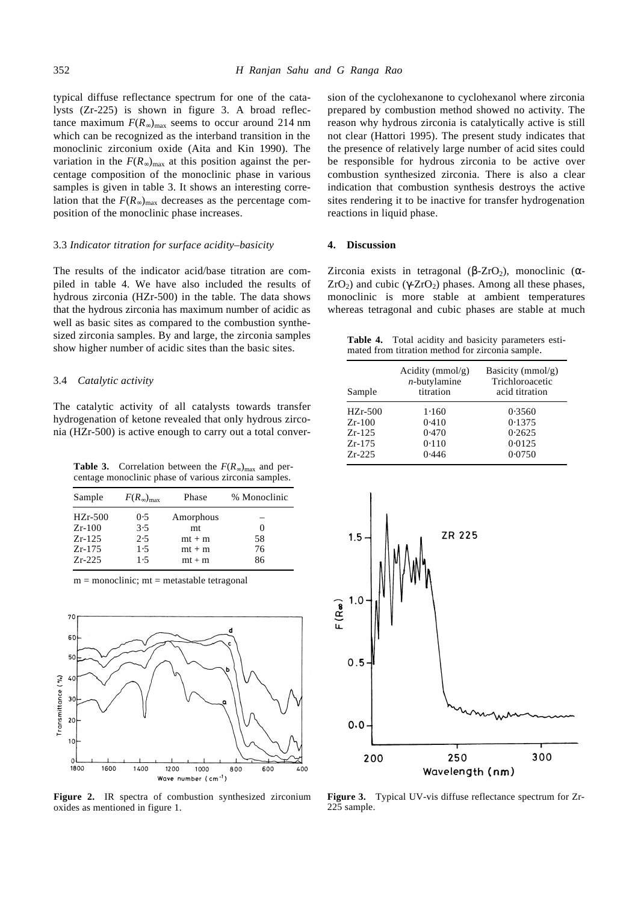typical diffuse reflectance spectrum for one of the catalysts (Zr-225) is shown in figure 3. A broad reflectance maximum $F(R_\infty)_{max}$ seems to occur around 214 nm which can be recognized as the interband transition in the monoclinic zirconium oxide (Aita and Kin 1990). The variation in the $F(R_\infty)_{max}$ at this position against the percentage composition of the monoclinic phase in various samples is given in table 3. It shows an interesting correlation that the $F(R_\infty)_{max}$ decreases as the percentage composition of the monoclinic phase increases.

### 3.3 *Indicator titration for surface acidity–basicity*

The results of the indicator acid/base titration are compiled in table 4. We have also included the results of hydrous zirconia (HZr-500) in the table. The data shows that the hydrous zirconia has maximum number of acidic as well as basic sites as compared to the combustion synthesized zirconia samples. By and large, the zirconia samples show higher number of acidic sites than the basic sites.

### 3.4 *Catalytic activity*

The catalytic activity of all catalysts towards transfer hydrogenation of ketone revealed that only hydrous zirconia (HZr-500) is active enough to carry out a total conversion of the cyclohexanone to cyclohexanol where zirconia prepared by combustion method showed no activity. The reason why hydrous zirconia is catalytically active is still not clear (Hattori 1995). The present study indicates that the presence of relatively large number of acid sites could be responsible for hydrous zirconia to be active over combustion synthesized zirconia. There is also a clear indication that combustion synthesis destroys the active sites rendering it to be inactive for transfer hydrogenation reactions in liquid phase.

**Table 3.** Correlation between the $F(R_\infty)_{max}$ and percentage monoclinic phase of various zirconia samples.

| Sample | $F(R_\infty)_{max}$ | Phase | % Monoclinic |
|---|---|---|---|
| HZr-500 | 0·5 | Amorphous | – |
| Zr-100 | 3·5 | mt | 0 |
| Zr-125 | 2·5 | mt + m | 58 |
| Zr-175 | 1·5 | mt + m | 76 |
| Zr-225 | 1·5 | mt + m | 86 |

m = monoclinic; mt = metastable tetragonal

**Figure 2.** IR spectra of combustion synthesized zirconium oxides as mentioned in figure 1.

## 4. Discussion

Zirconia exists in tetragonal ($\beta$-$ZrO_2$), monoclinic ($\alpha$-$ZrO_2$) and cubic ($\gamma$-$ZrO_2$) phases. Among all these phases, monoclinic is more stable at ambient temperatures whereas tetragonal and cubic phases are stable at much

**Table 4.** Total acidity and basicity parameters estimated from titration method for zirconia sample.

| Sample | Acidity (mmol/g) *n*-butylamine titration | Basicity (mmol/g) Trichloroacetic acid titration |
|---|---|---|
| HZr-500 | 1·160 | 0·3560 |
| Zr-100 | 0·410 | 0·1375 |
| Zr-125 | 0·470 | 0·2625 |
| Zr-175 | 0·110 | 0·0125 |
| Zr-225 | 0·446 | 0·0750 |

**Figure 3.** Typical UV-vis diffuse reflectance spectrum for Zr-225 sample.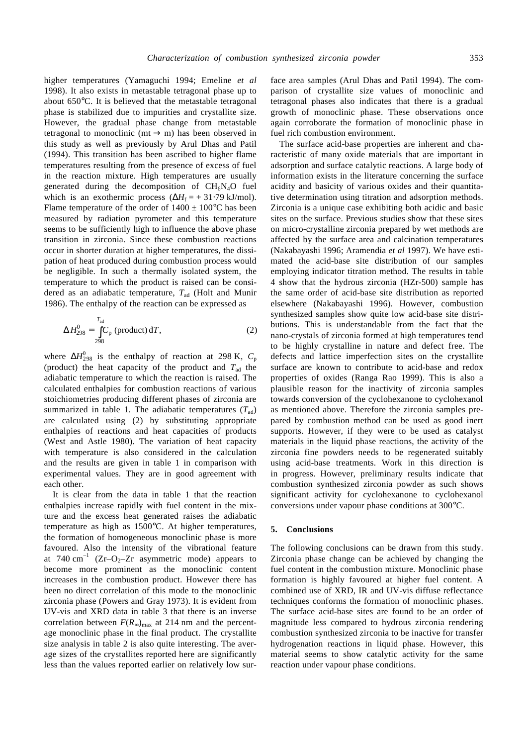higher temperatures (Yamaguchi 1994; Emeline *et al* 1998). It also exists in metastable tetragonal phase up to about 650°C. It is believed that the metastable tetragonal phase is stabilized due to impurities and crystallite size. However, the gradual phase change from metastable tetragonal to monoclinic (mt → m) has been observed in this study as well as previously by Arul Dhas and Patil (1994). This transition has been ascribed to higher flame temperatures resulting from the presence of excess of fuel in the reaction mixture. High temperatures are usually generated during the decomposition of $CH_6N_4O$ fuel which is an exothermic process ($\Delta H_f = + 31{\cdot}79$ kJ/mol). Flame temperature of the order of 1400 ± 100°C has been measured by radiation pyrometer and this temperature seems to be sufficiently high to influence the above phase transition in zirconia. Since these combustion reactions occur in shorter duration at higher temperatures, the dissipation of heat produced during combustion process would be negligible. In such a thermally isolated system, the temperature to which the product is raised can be considered as an adiabatic temperature, $T_{ad}$ (Holt and Munir 1986). The enthalpy of the reaction can be expressed as

$$\Delta H^0_{298} = \int_{298}^{T_{ad}} C_p \text{ (product) } dT, \qquad (2)$$

where $\Delta H^0_{298}$ is the enthalpy of reaction at 298 K, $C_p$ (product) the heat capacity of the product and $T_{ad}$ the adiabatic temperature to which the reaction is raised. The calculated enthalpies for combustion reactions of various stoichiometries producing different phases of zirconia are summarized in table 1. The adiabatic temperatures ($T_{ad}$) are calculated using (2) by substituting appropriate enthalpies of reactions and heat capacities of products (West and Astle 1980). The variation of heat capacity with temperature is also considered in the calculation and the results are given in table 1 in comparison with experimental values. They are in good agreement with each other.

It is clear from the data in table 1 that the reaction enthalpies increase rapidly with fuel content in the mixture and the excess heat generated raises the adiabatic temperature as high as 1500°C. At higher temperatures, the formation of homogeneous monoclinic phase is more favoured. Also the intensity of the vibrational feature at 740 $cm^{-1}$ ($Zr–O_2–Zr$ asymmetric mode) appears to become more prominent as the monoclinic content increases in the combustion product. However there has been no direct correlation of this mode to the monoclinic zirconia phase (Powers and Gray 1973). It is evident from UV-vis and XRD data in table 3 that there is an inverse correlation between $F(R_\infty)_{max}$ at 214 nm and the percentage monoclinic phase in the final product. The crystallite size analysis in table 2 is also quite interesting. The average sizes of the crystallites reported here are significantly less than the values reported earlier on relatively low surface area samples (Arul Dhas and Patil 1994). The comparison of crystallite size values of monoclinic and tetragonal phases also indicates that there is a gradual growth of monoclinic phase. These observations once again corroborate the formation of monoclinic phase in fuel rich combustion environment.

The surface acid-base properties are inherent and characteristic of many oxide materials that are important in adsorption and surface catalytic reactions. A large body of information exists in the literature concerning the surface acidity and basicity of various oxides and their quantitative determination using titration and adsorption methods. Zirconia is a unique case exhibiting both acidic and basic sites on the surface. Previous studies show that these sites on micro-crystalline zirconia prepared by wet methods are affected by the surface area and calcination temperatures (Nakabayashi 1996; Aramendia *et al* 1997). We have estimated the acid-base site distribution of our samples employing indicator titration method. The results in table 4 show that the hydrous zirconia (HZr-500) sample has the same order of acid-base site distribution as reported elsewhere (Nakabayashi 1996). However, combustion synthesized samples show quite low acid-base site distributions. This is understandable from the fact that the nano-crystals of zirconia formed at high temperatures tend to be highly crystalline in nature and defect free. The defects and lattice imperfection sites on the crystallite surface are known to contribute to acid-base and redox properties of oxides (Ranga Rao 1999). This is also a plausible reason for the inactivity of zirconia samples towards conversion of the cyclohexanone to cyclohexanol as mentioned above. Therefore the zirconia samples prepared by combustion method can be used as good inert supports. However, if they were to be used as catalyst materials in the liquid phase reactions, the activity of the zirconia fine powders needs to be regenerated suitably using acid-base treatments. Work in this direction is in progress. However, preliminary results indicate that combustion synthesized zirconia powder as such shows significant activity for cyclohexanone to cyclohexanol conversions under vapour phase conditions at 300°C.

## 5. Conclusions

The following conclusions can be drawn from this study. Zirconia phase change can be achieved by changing the fuel content in the combustion mixture. Monoclinic phase formation is highly favoured at higher fuel content. A combined use of XRD, IR and UV-vis diffuse reflectance techniques conforms the formation of monoclinic phases. The surface acid-base sites are found to be an order of magnitude less compared to hydrous zirconia rendering combustion synthesized zirconia to be inactive for transfer hydrogenation reactions in liquid phase. However, this material seems to show catalytic activity for the same reaction under vapour phase conditions.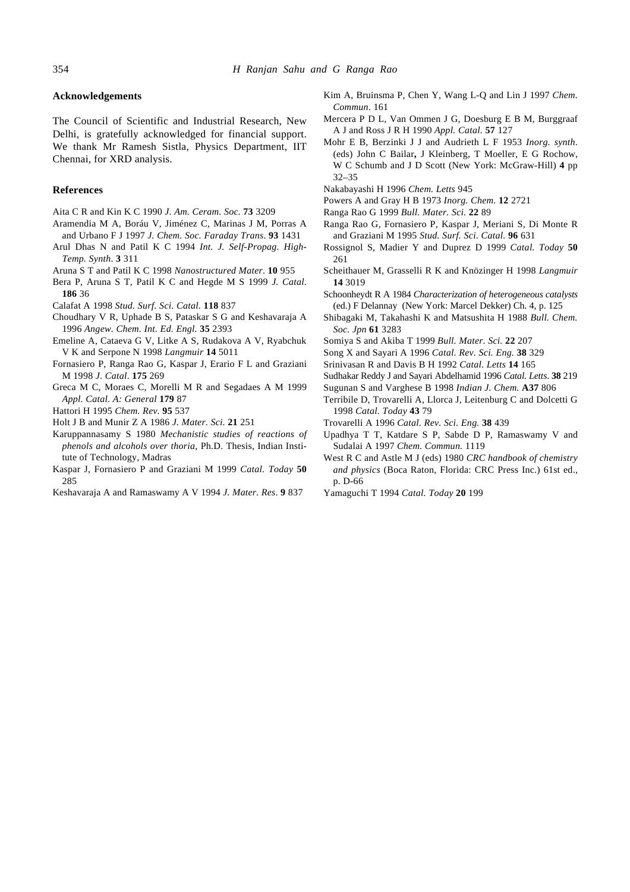## Acknowledgements

The Council of Scientific and Industrial Research, New Delhi, is gratefully acknowledged for financial support. We thank Mr Ramesh Sistla, Physics Department, IIT Chennai, for XRD analysis.

## References

Aita C R and Kin K C 1990 *J. Am. Ceram. Soc.* **73** 3209

Aramendia M A, Boráu V, Jiménez C, Marinas J M, Porras A and Urbano F J 1997 *J. Chem. Soc. Faraday Trans*. **93** 1431

Arul Dhas N and Patil K C 1994 *Int. J. Self-Propag. High-Temp. Synth*. **3** 311

Aruna S T and Patil K C 1998 *Nanostructured Mater*. **10** 955

Bera P, Aruna S T, Patil K C and Hegde M S 1999 *J. Catal*. **186** 36

Calafat A 1998 *Stud. Surf. Sci. Catal.* **118** 837

Choudhary V R, Uphade B S, Pataskar S G and Keshavaraja A 1996 *Angew. Chem. Int. Ed. Engl.* **35** 2393

Emeline A, Cataeva G V, Litke A S, Rudakova A V, Ryabchuk V K and Serpone N 1998 *Langmuir* **14** 5011

Fornasiero P, Ranga Rao G, Kaspar J, Erario F L and Graziani M 1998 *J. Catal*. **175** 269

Greca M C, Moraes C, Morelli M R and Segadaes A M 1999 *Appl. Catal. A: General* **179** 87

Hattori H 1995 *Chem. Rev.* **95** 537

Holt J B and Munir Z A 1986 *J. Mater. Sci.* **21** 251

Karuppannasamy S 1980 *Mechanistic studies of reactions of phenols and alcohols over thoria*, Ph.D. Thesis, Indian Institute of Technology, Madras

Kaspar J, Fornasiero P and Graziani M 1999 *Catal. Today* **50** 285

Keshavaraja A and Ramaswamy A V 1994 *J. Mater. Res*. **9** 837

Kim A, Bruinsma P, Chen Y, Wang L-Q and Lin J 1997 *Chem. Commun*. 161

Mercera P D L, Van Ommen J G, Doesburg E B M, Burggraaf A J and Ross J R H 1990 *Appl. Catal.* **57** 127

Mohr E B, Berzinki J J and Audrieth L F 1953 *Inorg. synth*. (eds) John C Bailar**,** J Kleinberg, T Moeller, E G Rochow, W C Schumb and J D Scott (New York: McGraw-Hill) **4** pp 32–35

Nakabayashi H 1996 *Chem. Letts* 945

Powers A and Gray H B 1973 *Inorg. Chem.* **12** 2721

Ranga Rao G 1999 *Bull. Mater. Sci.* **22** 89

Ranga Rao G, Fornasiero P, Kaspar J, Meriani S, Di Monte R and Graziani M 1995 *Stud. Surf. Sci. Catal.* **96** 631

Rossignol S, Madier Y and Duprez D 1999 *Catal. Today* **50** 261

Scheithauer M, Grasselli R K and Knözinger H 1998 *Langmuir* **14** 3019

Schoonheydt R A 1984 *Characterization of heterogeneous catalysts* (ed.) F Delannay (New York: Marcel Dekker) Ch. 4, p. 125

Shibagaki M, Takahashi K and Matsushita H 1988 *Bull. Chem. Soc. Jpn* **61** 3283

Somiya S and Akiba T 1999 *Bull. Mater. Sci.* **22** 207

Song X and Sayari A 1996 *Catal. Rev. Sci. Eng.* **38** 329

Srinivasan R and Davis B H 1992 *Catal. Letts* **14** 165

Sudhakar Reddy J and Sayari Abdelhamid 1996 *Catal. Letts.* **38** 219

Sugunan S and Varghese B 1998 *Indian J. Chem.* **A37** 806

Terribile D, Trovarelli A, Llorca J, Leitenburg C and Dolcetti G 1998 *Catal. Today* **43** 79

Trovarelli A 1996 *Catal. Rev. Sci. Eng.* **38** 439

Upadhya T T, Katdare S P, Sabde D P, Ramaswamy V and Sudalai A 1997 *Chem. Commun.* 1119

West R C and Astle M J (eds) 1980 *CRC handbook of chemistry and physics* (Boca Raton, Florida: CRC Press Inc.) 61st ed., p. D-66

Yamaguchi T 1994 *Catal. Today* **20** 199